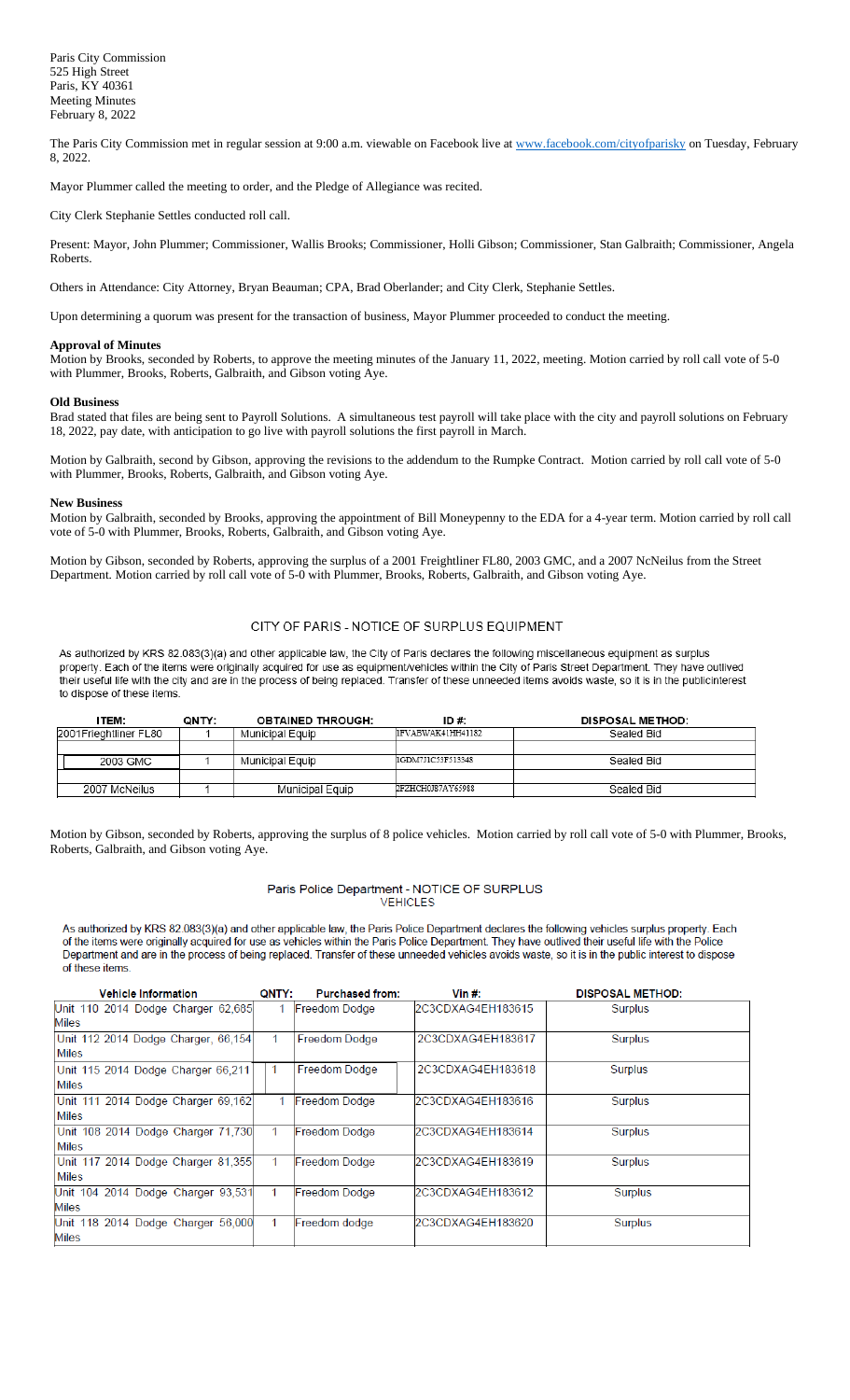Paris City Commission
525 High Street
Paris, KY 40361
Meeting Minutes
February 8, 2022

The Paris City Commission met in regular session at 9:00 a.m. viewable on Facebook live at www.facebook.com/cityofparisky on Tuesday, February 8, 2022.

Mayor Plummer called the meeting to order, and the Pledge of Allegiance was recited.

City Clerk Stephanie Settles conducted roll call.

Present: Mayor, John Plummer; Commissioner, Wallis Brooks; Commissioner, Holli Gibson; Commissioner, Stan Galbraith; Commissioner, Angela Roberts.

Others in Attendance: City Attorney, Bryan Beauman; CPA, Brad Oberlander; and City Clerk, Stephanie Settles.

Upon determining a quorum was present for the transaction of business, Mayor Plummer proceeded to conduct the meeting.

**Approval of Minutes**
Motion by Brooks, seconded by Roberts, to approve the meeting minutes of the January 11, 2022, meeting. Motion carried by roll call vote of 5-0 with Plummer, Brooks, Roberts, Galbraith, and Gibson voting Aye.

**Old Business**
Brad stated that files are being sent to Payroll Solutions. A simultaneous test payroll will take place with the city and payroll solutions on February 18, 2022, pay date, with anticipation to go live with payroll solutions the first payroll in March.

Motion by Galbraith, second by Gibson, approving the revisions to the addendum to the Rumpke Contract. Motion carried by roll call vote of 5-0 with Plummer, Brooks, Roberts, Galbraith, and Gibson voting Aye.

**New Business**
Motion by Galbraith, seconded by Brooks, approving the appointment of Bill Moneypenny to the EDA for a 4-year term. Motion carried by roll call vote of 5-0 with Plummer, Brooks, Roberts, Galbraith, and Gibson voting Aye.

Motion by Gibson, seconded by Roberts, approving the surplus of a 2001 Freightliner FL80, 2003 GMC, and a 2007 NcNeilus from the Street Department. Motion carried by roll call vote of 5-0 with Plummer, Brooks, Roberts, Galbraith, and Gibson voting Aye.

## CITY OF PARIS - NOTICE OF SURPLUS EQUIPMENT

As authorized by KRS 82.083(3)(a) and other applicable law, the City of Paris declares the following miscellaneous equipment as surplus property. Each of the items were originally acquired for use as equipment/vehicles within the City of Paris Street Department. They have outlived their useful life with the city and are in the process of being replaced. Transfer of these unneeded items avoids waste, so it is in the publicinterest to dispose of these items.

| ITEM: | QNTY: | OBTAINED THROUGH: | ID #: | DISPOSAL METHOD: |
|---|---|---|---|---|
| 2001Frieghtliner FL80 | 1 | Municipal Equip | 1FVABWAK41HH41182 | Sealed Bid |
| 2003 GMC | 1 | Municipal Equip | 1GDM7J1C53F513548 | Sealed Bid |
| 2007 McNeilus | 1 | Municipal Equip | 2FZHCH0J87AY65988 | Sealed Bid |

Motion by Gibson, seconded by Roberts, approving the surplus of 8 police vehicles. Motion carried by roll call vote of 5-0 with Plummer, Brooks, Roberts, Galbraith, and Gibson voting Aye.

## Paris Police Department - NOTICE OF SURPLUS VEHICLES

As authorized by KRS 82.083(3)(a) and other applicable law, the Paris Police Department declares the following vehicles surplus property. Each of the items were originally acquired for use as vehicles within the Paris Police Department. They have outlived their useful life with the Police Department and are in the process of being replaced. Transfer of these unneeded vehicles avoids waste, so it is in the public interest to dispose of these items.

| Vehicle Information | QNTY: | Purchased from: | Vin #: | DISPOSAL METHOD: |
|---|---|---|---|---|
| Unit 110 2014 Dodge Charger 62,685 Miles | 1 | Freedom Dodge | 2C3CDXAG4EH183615 | Surplus |
| Unit 112 2014 Dodge Charger, 66,154 Miles | 1 | Freedom Dodge | 2C3CDXAG4EH183617 | Surplus |
| Unit 115 2014 Dodge Charger 66,211 Miles | 1 | Freedom Dodge | 2C3CDXAG4EH183618 | Surplus |
| Unit 111 2014 Dodge Charger 69,162 Miles | 1 | Freedom Dodge | 2C3CDXAG4EH183616 | Surplus |
| Unit 108 2014 Dodge Charger 71,730 Miles | 1 | Freedom Dodge | 2C3CDXAG4EH183614 | Surplus |
| Unit 117 2014 Dodge Charger 81,355 Miles | 1 | Freedom Dodge | 2C3CDXAG4EH183619 | Surplus |
| Unit 104 2014 Dodge Charger 93,531 Miles | 1 | Freedom Dodge | 2C3CDXAG4EH183612 | Surplus |
| Unit 118 2014 Dodge Charger 56,000 Miles | 1 | Freedom dodge | 2C3CDXAG4EH183620 | Surplus |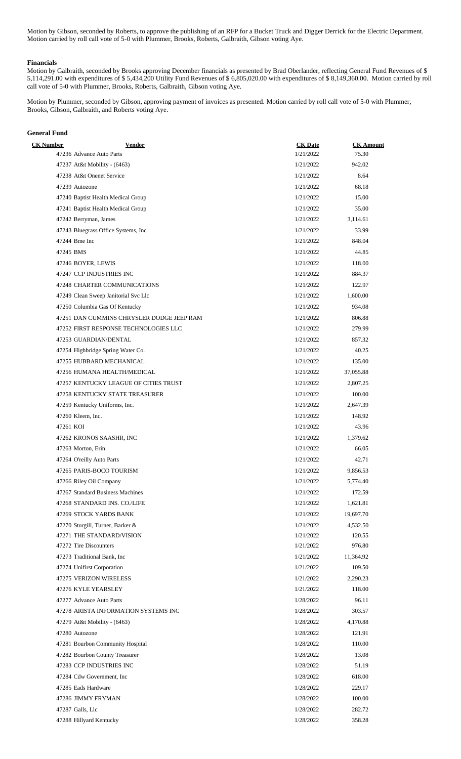Motion by Gibson, seconded by Roberts, to approve the publishing of an RFP for a Bucket Truck and Digger Derrick for the Electric Department. Motion carried by roll call vote of 5-0 with Plummer, Brooks, Roberts, Galbraith, Gibson voting Aye.

**Financials**

Motion by Galbraith, seconded by Brooks approving December financials as presented by Brad Oberlander, reflecting General Fund Revenues of $ 5,114,291.00 with expenditures of $ 5,434,200 Utility Fund Revenues of $ 6,805,020.00 with expenditures of $ 8,149,360.00. Motion carried by roll call vote of 5-0 with Plummer, Brooks, Roberts, Galbraith, Gibson voting Aye.

Motion by Plummer, seconded by Gibson, approving payment of invoices as presented. Motion carried by roll call vote of 5-0 with Plummer, Brooks, Gibson, Galbraith, and Roberts voting Aye.

**General Fund**

| CK Number | Vendor | CK Date | CK Amount |
|---|---|---|---|
| 47236 | Advance Auto Parts | 1/21/2022 | 75.30 |
| 47237 | At&t Mobility - (6463) | 1/21/2022 | 942.02 |
| 47238 | At&t Onenet Service | 1/21/2022 | 8.64 |
| 47239 | Autozone | 1/21/2022 | 68.18 |
| 47240 | Baptist Health Medical Group | 1/21/2022 | 15.00 |
| 47241 | Baptist Health Medical Group | 1/21/2022 | 35.00 |
| 47242 | Berryman, James | 1/21/2022 | 3,114.61 |
| 47243 | Bluegrass Office Systems, Inc | 1/21/2022 | 33.99 |
| 47244 | Bme Inc | 1/21/2022 | 848.04 |
| 47245 | BMS | 1/21/2022 | 44.85 |
| 47246 | BOYER, LEWIS | 1/21/2022 | 118.00 |
| 47247 | CCP INDUSTRIES INC | 1/21/2022 | 884.37 |
| 47248 | CHARTER COMMUNICATIONS | 1/21/2022 | 122.97 |
| 47249 | Clean Sweep Janitorial Svc Llc | 1/21/2022 | 1,600.00 |
| 47250 | Columbia Gas Of Kentucky | 1/21/2022 | 934.08 |
| 47251 | DAN CUMMINS CHRYSLER DODGE JEEP RAM | 1/21/2022 | 806.88 |
| 47252 | FIRST RESPONSE TECHNOLOGIES LLC | 1/21/2022 | 279.99 |
| 47253 | GUARDIAN/DENTAL | 1/21/2022 | 857.32 |
| 47254 | Highbridge Spring Water Co. | 1/21/2022 | 40.25 |
| 47255 | HUBBARD MECHANICAL | 1/21/2022 | 135.00 |
| 47256 | HUMANA HEALTH/MEDICAL | 1/21/2022 | 37,055.88 |
| 47257 | KENTUCKY LEAGUE OF CITIES TRUST | 1/21/2022 | 2,807.25 |
| 47258 | KENTUCKY STATE TREASURER | 1/21/2022 | 100.00 |
| 47259 | Kentucky Uniforms, Inc. | 1/21/2022 | 2,647.39 |
| 47260 | Kleem, Inc. | 1/21/2022 | 148.92 |
| 47261 | KOI | 1/21/2022 | 43.96 |
| 47262 | KRONOS SAASHR, INC | 1/21/2022 | 1,379.62 |
| 47263 | Morton, Erin | 1/21/2022 | 66.05 |
| 47264 | O'reilly Auto Parts | 1/21/2022 | 42.71 |
| 47265 | PARIS-BOCO TOURISM | 1/21/2022 | 9,856.53 |
| 47266 | Riley Oil Company | 1/21/2022 | 5,774.40 |
| 47267 | Standard Business Machines | 1/21/2022 | 172.59 |
| 47268 | STANDARD INS. CO./LIFE | 1/21/2022 | 1,621.81 |
| 47269 | STOCK YARDS BANK | 1/21/2022 | 19,697.70 |
| 47270 | Sturgill, Turner, Barker & | 1/21/2022 | 4,532.50 |
| 47271 | THE STANDARD/VISION | 1/21/2022 | 120.55 |
| 47272 | Tire Discounters | 1/21/2022 | 976.80 |
| 47273 | Traditional Bank, Inc | 1/21/2022 | 11,364.92 |
| 47274 | Unifirst Corporation | 1/21/2022 | 109.50 |
| 47275 | VERIZON WIRELESS | 1/21/2022 | 2,290.23 |
| 47276 | KYLE YEARSLEY | 1/21/2022 | 118.00 |
| 47277 | Advance Auto Parts | 1/28/2022 | 96.11 |
| 47278 | ARISTA INFORMATION SYSTEMS INC | 1/28/2022 | 303.57 |
| 47279 | At&t Mobility - (6463) | 1/28/2022 | 4,170.88 |
| 47280 | Autozone | 1/28/2022 | 121.91 |
| 47281 | Bourbon Community Hospital | 1/28/2022 | 110.00 |
| 47282 | Bourbon County Treasurer | 1/28/2022 | 13.08 |
| 47283 | CCP INDUSTRIES INC | 1/28/2022 | 51.19 |
| 47284 | Cdw Government, Inc | 1/28/2022 | 618.00 |
| 47285 | Eads Hardware | 1/28/2022 | 229.17 |
| 47286 | JIMMY FRYMAN | 1/28/2022 | 100.00 |
| 47287 | Galls, Llc | 1/28/2022 | 282.72 |
| 47288 | Hillyard Kentucky | 1/28/2022 | 358.28 |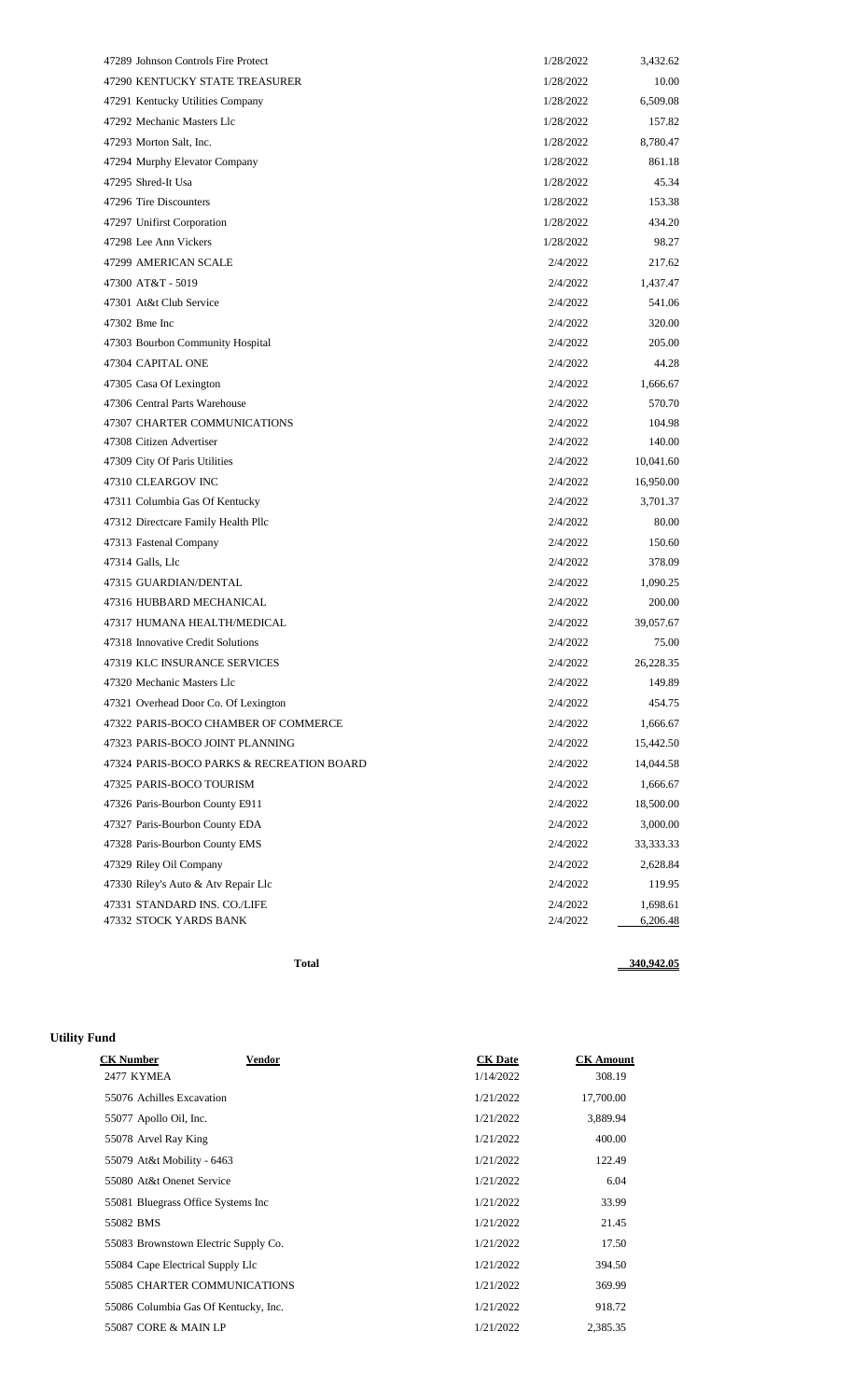| CK Number | Vendor | CK Date | CK Amount |
|---|---|---|---|
| 47289 | Johnson Controls Fire Protect | 1/28/2022 | 3,432.62 |
| 47290 | KENTUCKY STATE TREASURER | 1/28/2022 | 10.00 |
| 47291 | Kentucky Utilities Company | 1/28/2022 | 6,509.08 |
| 47292 | Mechanic Masters Llc | 1/28/2022 | 157.82 |
| 47293 | Morton Salt, Inc. | 1/28/2022 | 8,780.47 |
| 47294 | Murphy Elevator Company | 1/28/2022 | 861.18 |
| 47295 | Shred-It Usa | 1/28/2022 | 45.34 |
| 47296 | Tire Discounters | 1/28/2022 | 153.38 |
| 47297 | Unifirst Corporation | 1/28/2022 | 434.20 |
| 47298 | Lee Ann Vickers | 1/28/2022 | 98.27 |
| 47299 | AMERICAN SCALE | 2/4/2022 | 217.62 |
| 47300 | AT&T - 5019 | 2/4/2022 | 1,437.47 |
| 47301 | At&t Club Service | 2/4/2022 | 541.06 |
| 47302 | Bme Inc | 2/4/2022 | 320.00 |
| 47303 | Bourbon Community Hospital | 2/4/2022 | 205.00 |
| 47304 | CAPITAL ONE | 2/4/2022 | 44.28 |
| 47305 | Casa Of Lexington | 2/4/2022 | 1,666.67 |
| 47306 | Central Parts Warehouse | 2/4/2022 | 570.70 |
| 47307 | CHARTER COMMUNICATIONS | 2/4/2022 | 104.98 |
| 47308 | Citizen Advertiser | 2/4/2022 | 140.00 |
| 47309 | City Of Paris Utilities | 2/4/2022 | 10,041.60 |
| 47310 | CLEARGOV INC | 2/4/2022 | 16,950.00 |
| 47311 | Columbia Gas Of Kentucky | 2/4/2022 | 3,701.37 |
| 47312 | Directcare Family Health Pllc | 2/4/2022 | 80.00 |
| 47313 | Fastenal Company | 2/4/2022 | 150.60 |
| 47314 | Galls, Llc | 2/4/2022 | 378.09 |
| 47315 | GUARDIAN/DENTAL | 2/4/2022 | 1,090.25 |
| 47316 | HUBBARD MECHANICAL | 2/4/2022 | 200.00 |
| 47317 | HUMANA HEALTH/MEDICAL | 2/4/2022 | 39,057.67 |
| 47318 | Innovative Credit Solutions | 2/4/2022 | 75.00 |
| 47319 | KLC INSURANCE SERVICES | 2/4/2022 | 26,228.35 |
| 47320 | Mechanic Masters Llc | 2/4/2022 | 149.89 |
| 47321 | Overhead Door Co. Of Lexington | 2/4/2022 | 454.75 |
| 47322 | PARIS-BOCO CHAMBER OF COMMERCE | 2/4/2022 | 1,666.67 |
| 47323 | PARIS-BOCO JOINT PLANNING | 2/4/2022 | 15,442.50 |
| 47324 | PARIS-BOCO PARKS & RECREATION BOARD | 2/4/2022 | 14,044.58 |
| 47325 | PARIS-BOCO TOURISM | 2/4/2022 | 1,666.67 |
| 47326 | Paris-Bourbon County E911 | 2/4/2022 | 18,500.00 |
| 47327 | Paris-Bourbon County EDA | 2/4/2022 | 3,000.00 |
| 47328 | Paris-Bourbon County EMS | 2/4/2022 | 33,333.33 |
| 47329 | Riley Oil Company | 2/4/2022 | 2,628.84 |
| 47330 | Riley's Auto & Atv Repair Llc | 2/4/2022 | 119.95 |
| 47331 | STANDARD INS. CO./LIFE | 2/4/2022 | 1,698.61 |
| 47332 | STOCK YARDS BANK | 2/4/2022 | 6,206.48 |
| | **Total** | | **340,942.05** |

## Utility Fund

| CK Number | Vendor | CK Date | CK Amount |
|---|---|---|---|
| 2477 | KYMEA | 1/14/2022 | 308.19 |
| 55076 | Achilles Excavation | 1/21/2022 | 17,700.00 |
| 55077 | Apollo Oil, Inc. | 1/21/2022 | 3,889.94 |
| 55078 | Arvel Ray King | 1/21/2022 | 400.00 |
| 55079 | At&t Mobility - 6463 | 1/21/2022 | 122.49 |
| 55080 | At&t Onenet Service | 1/21/2022 | 6.04 |
| 55081 | Bluegrass Office Systems Inc | 1/21/2022 | 33.99 |
| 55082 | BMS | 1/21/2022 | 21.45 |
| 55083 | Brownstown Electric Supply Co. | 1/21/2022 | 17.50 |
| 55084 | Cape Electrical Supply Llc | 1/21/2022 | 394.50 |
| 55085 | CHARTER COMMUNICATIONS | 1/21/2022 | 369.99 |
| 55086 | Columbia Gas Of Kentucky, Inc. | 1/21/2022 | 918.72 |
| 55087 | CORE & MAIN LP | 1/21/2022 | 2,385.35 |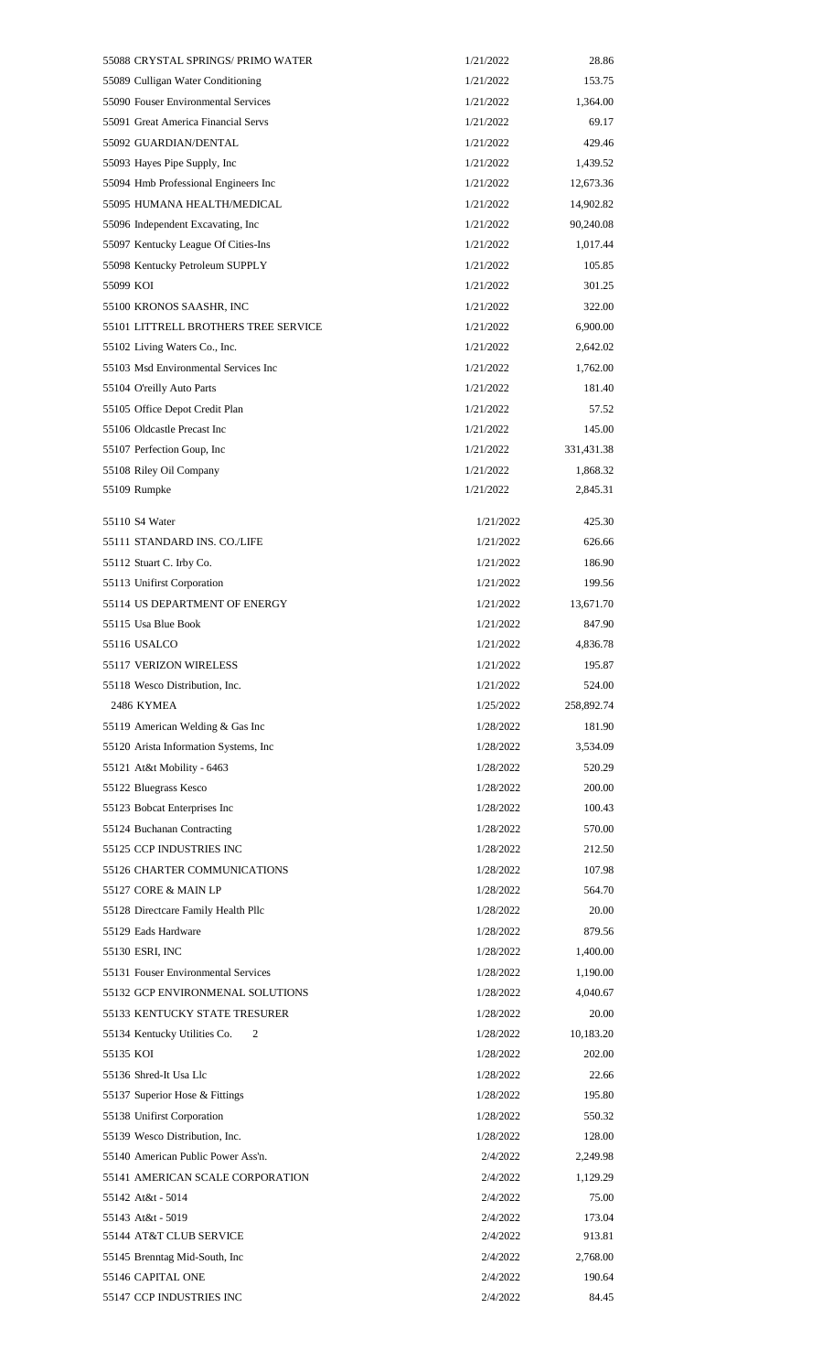| | | |
|---|---|---|
| 55088 CRYSTAL SPRINGS/ PRIMO WATER | 1/21/2022 | 28.86 |
| 55089 Culligan Water Conditioning | 1/21/2022 | 153.75 |
| 55090 Fouser Environmental Services | 1/21/2022 | 1,364.00 |
| 55091 Great America Financial Servs | 1/21/2022 | 69.17 |
| 55092 GUARDIAN/DENTAL | 1/21/2022 | 429.46 |
| 55093 Hayes Pipe Supply, Inc | 1/21/2022 | 1,439.52 |
| 55094 Hmb Professional Engineers Inc | 1/21/2022 | 12,673.36 |
| 55095 HUMANA HEALTH/MEDICAL | 1/21/2022 | 14,902.82 |
| 55096 Independent Excavating, Inc | 1/21/2022 | 90,240.08 |
| 55097 Kentucky League Of Cities-Ins | 1/21/2022 | 1,017.44 |
| 55098 Kentucky Petroleum SUPPLY | 1/21/2022 | 105.85 |
| 55099 KOI | 1/21/2022 | 301.25 |
| 55100 KRONOS SAASHR, INC | 1/21/2022 | 322.00 |
| 55101 LITTRELL BROTHERS TREE SERVICE | 1/21/2022 | 6,900.00 |
| 55102 Living Waters Co., Inc. | 1/21/2022 | 2,642.02 |
| 55103 Msd Environmental Services Inc | 1/21/2022 | 1,762.00 |
| 55104 O'reilly Auto Parts | 1/21/2022 | 181.40 |
| 55105 Office Depot Credit Plan | 1/21/2022 | 57.52 |
| 55106 Oldcastle Precast Inc | 1/21/2022 | 145.00 |
| 55107 Perfection Goup, Inc | 1/21/2022 | 331,431.38 |
| 55108 Riley Oil Company | 1/21/2022 | 1,868.32 |
| 55109 Rumpke | 1/21/2022 | 2,845.31 |
| 55110 S4 Water | 1/21/2022 | 425.30 |
| 55111 STANDARD INS. CO./LIFE | 1/21/2022 | 626.66 |
| 55112 Stuart C. Irby Co. | 1/21/2022 | 186.90 |
| 55113 Unifirst Corporation | 1/21/2022 | 199.56 |
| 55114 US DEPARTMENT OF ENERGY | 1/21/2022 | 13,671.70 |
| 55115 Usa Blue Book | 1/21/2022 | 847.90 |
| 55116 USALCO | 1/21/2022 | 4,836.78 |
| 55117 VERIZON WIRELESS | 1/21/2022 | 195.87 |
| 55118 Wesco Distribution, Inc. | 1/21/2022 | 524.00 |
| 2486 KYMEA | 1/25/2022 | 258,892.74 |
| 55119 American Welding & Gas Inc | 1/28/2022 | 181.90 |
| 55120 Arista Information Systems, Inc | 1/28/2022 | 3,534.09 |
| 55121 At&t Mobility - 6463 | 1/28/2022 | 520.29 |
| 55122 Bluegrass Kesco | 1/28/2022 | 200.00 |
| 55123 Bobcat Enterprises Inc | 1/28/2022 | 100.43 |
| 55124 Buchanan Contracting | 1/28/2022 | 570.00 |
| 55125 CCP INDUSTRIES INC | 1/28/2022 | 212.50 |
| 55126 CHARTER COMMUNICATIONS | 1/28/2022 | 107.98 |
| 55127 CORE & MAIN LP | 1/28/2022 | 564.70 |
| 55128 Directcare Family Health Pllc | 1/28/2022 | 20.00 |
| 55129 Eads Hardware | 1/28/2022 | 879.56 |
| 55130 ESRI, INC | 1/28/2022 | 1,400.00 |
| 55131 Fouser Environmental Services | 1/28/2022 | 1,190.00 |
| 55132 GCP ENVIRONMENAL SOLUTIONS | 1/28/2022 | 4,040.67 |
| 55133 KENTUCKY STATE TRESURER | 1/28/2022 | 20.00 |
| 55134 Kentucky Utilities Co. 2 | 1/28/2022 | 10,183.20 |
| 55135 KOI | 1/28/2022 | 202.00 |
| 55136 Shred-It Usa Llc | 1/28/2022 | 22.66 |
| 55137 Superior Hose & Fittings | 1/28/2022 | 195.80 |
| 55138 Unifirst Corporation | 1/28/2022 | 550.32 |
| 55139 Wesco Distribution, Inc. | 1/28/2022 | 128.00 |
| 55140 American Public Power Ass'n. | 2/4/2022 | 2,249.98 |
| 55141 AMERICAN SCALE CORPORATION | 2/4/2022 | 1,129.29 |
| 55142 At&t - 5014 | 2/4/2022 | 75.00 |
| 55143 At&t - 5019 | 2/4/2022 | 173.04 |
| 55144 AT&T CLUB SERVICE | 2/4/2022 | 913.81 |
| 55145 Brenntag Mid-South, Inc | 2/4/2022 | 2,768.00 |
| 55146 CAPITAL ONE | 2/4/2022 | 190.64 |
| 55147 CCP INDUSTRIES INC | 2/4/2022 | 84.45 |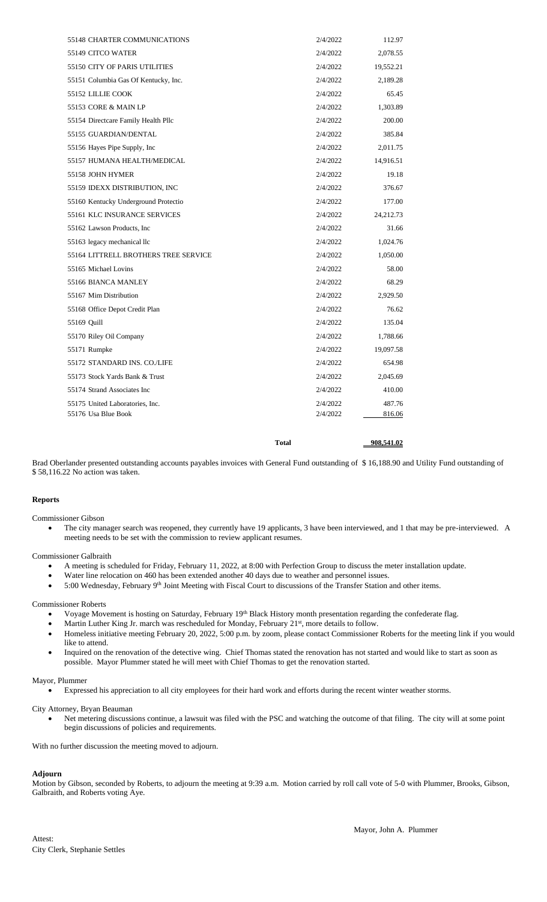| | | |
|---|---|---|
| 55148 CHARTER COMMUNICATIONS | 2/4/2022 | 112.97 |
| 55149 CITCO WATER | 2/4/2022 | 2,078.55 |
| 55150 CITY OF PARIS UTILITIES | 2/4/2022 | 19,552.21 |
| 55151 Columbia Gas Of Kentucky, Inc. | 2/4/2022 | 2,189.28 |
| 55152 LILLIE COOK | 2/4/2022 | 65.45 |
| 55153 CORE & MAIN LP | 2/4/2022 | 1,303.89 |
| 55154 Directcare Family Health Pllc | 2/4/2022 | 200.00 |
| 55155 GUARDIAN/DENTAL | 2/4/2022 | 385.84 |
| 55156 Hayes Pipe Supply, Inc | 2/4/2022 | 2,011.75 |
| 55157 HUMANA HEALTH/MEDICAL | 2/4/2022 | 14,916.51 |
| 55158 JOHN HYMER | 2/4/2022 | 19.18 |
| 55159 IDEXX DISTRIBUTION, INC | 2/4/2022 | 376.67 |
| 55160 Kentucky Underground Protectio | 2/4/2022 | 177.00 |
| 55161 KLC INSURANCE SERVICES | 2/4/2022 | 24,212.73 |
| 55162 Lawson Products, Inc | 2/4/2022 | 31.66 |
| 55163 legacy mechanical llc | 2/4/2022 | 1,024.76 |
| 55164 LITTRELL BROTHERS TREE SERVICE | 2/4/2022 | 1,050.00 |
| 55165 Michael Lovins | 2/4/2022 | 58.00 |
| 55166 BIANCA MANLEY | 2/4/2022 | 68.29 |
| 55167 Mim Distribution | 2/4/2022 | 2,929.50 |
| 55168 Office Depot Credit Plan | 2/4/2022 | 76.62 |
| 55169 Quill | 2/4/2022 | 135.04 |
| 55170 Riley Oil Company | 2/4/2022 | 1,788.66 |
| 55171 Rumpke | 2/4/2022 | 19,097.58 |
| 55172 STANDARD INS. CO./LIFE | 2/4/2022 | 654.98 |
| 55173 Stock Yards Bank & Trust | 2/4/2022 | 2,045.69 |
| 55174 Strand Associates Inc | 2/4/2022 | 410.00 |
| 55175 United Laboratories, Inc. | 2/4/2022 | 487.76 |
| 55176 Usa Blue Book | 2/4/2022 | 816.06 |
| **Total** | | **908,541.02** |

Brad Oberlander presented outstanding accounts payables invoices with General Fund outstanding of $ 16,188.90 and Utility Fund outstanding of $ 58,116.22 No action was taken.

**Reports**

Commissioner Gibson

- The city manager search was reopened, they currently have 19 applicants, 3 have been interviewed, and 1 that may be pre-interviewed. A meeting needs to be set with the commission to review applicant resumes.

Commissioner Galbraith

- A meeting is scheduled for Friday, February 11, 2022, at 8:00 with Perfection Group to discuss the meter installation update.
- Water line relocation on 460 has been extended another 40 days due to weather and personnel issues.
- 5:00 Wednesday, February 9th Joint Meeting with Fiscal Court to discussions of the Transfer Station and other items.

Commissioner Roberts

- Voyage Movement is hosting on Saturday, February 19th Black History month presentation regarding the confederate flag.
- Martin Luther King Jr. march was rescheduled for Monday, February 21st, more details to follow.
- Homeless initiative meeting February 20, 2022, 5:00 p.m. by zoom, please contact Commissioner Roberts for the meeting link if you would like to attend.
- Inquired on the renovation of the detective wing. Chief Thomas stated the renovation has not started and would like to start as soon as possible. Mayor Plummer stated he will meet with Chief Thomas to get the renovation started.

Mayor, Plummer

- Expressed his appreciation to all city employees for their hard work and efforts during the recent winter weather storms.

City Attorney, Bryan Beauman

- Net metering discussions continue, a lawsuit was filed with the PSC and watching the outcome of that filing. The city will at some point begin discussions of policies and requirements.

With no further discussion the meeting moved to adjourn.

**Adjourn**

Motion by Gibson, seconded by Roberts, to adjourn the meeting at 9:39 a.m. Motion carried by roll call vote of 5-0 with Plummer, Brooks, Gibson, Galbraith, and Roberts voting Aye.

Mayor, John A. Plummer

Attest:
City Clerk, Stephanie Settles